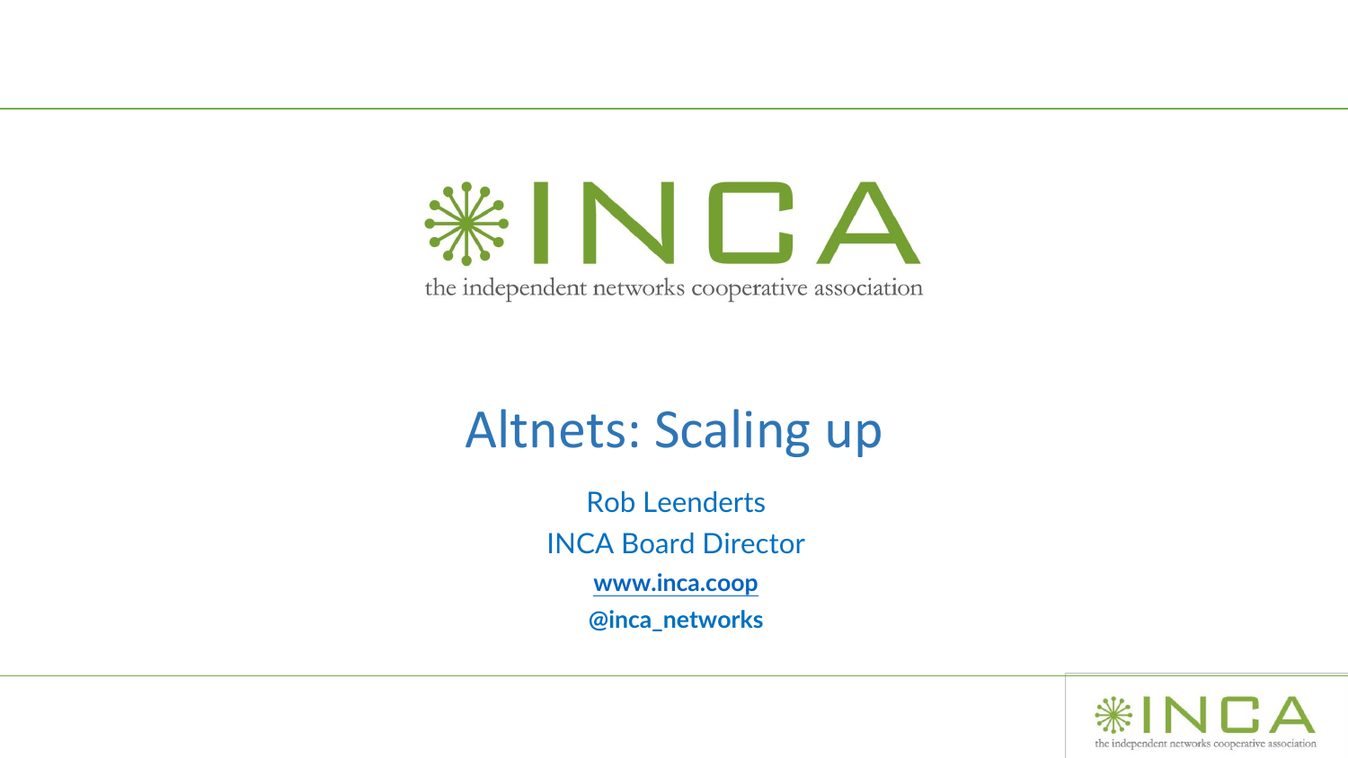INCA

the independent networks cooperative association

# Altnets: Scaling up

Rob Leenderts

INCA Board Director

**www.inca.coop**

**@inca_networks**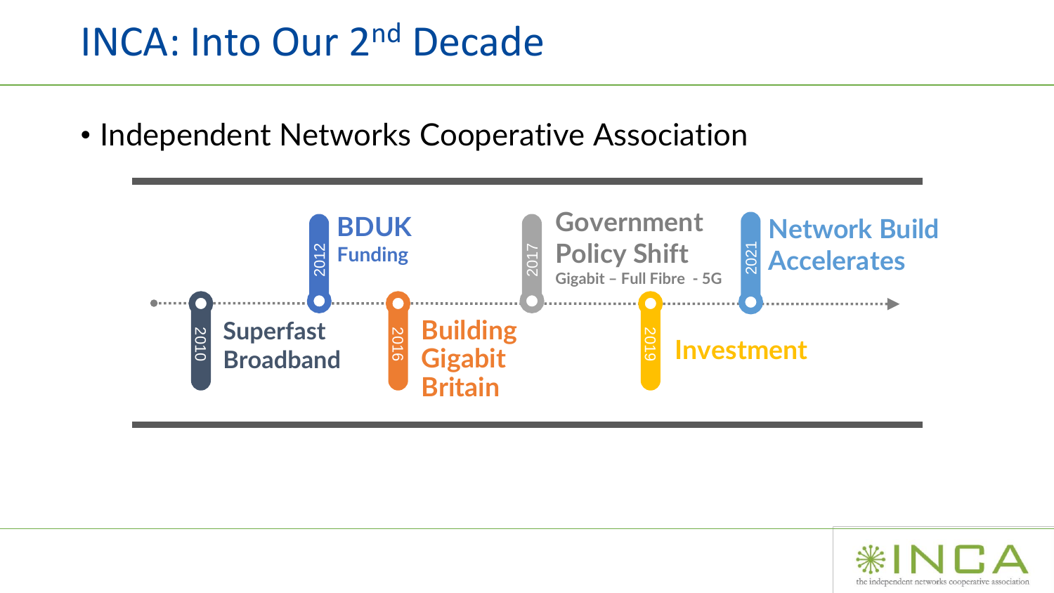# INCA: Into Our 2nd Decade

- Independent Networks Cooperative Association

- 2010 — Superfast Broadband
- 2012 — BDUK Funding
- 2016 — Building Gigabit Britain
- 2017 — Government Policy Shift: Gigabit – Full Fibre - 5G
- 2019 — Investment
- 2021 — Network Build Accelerates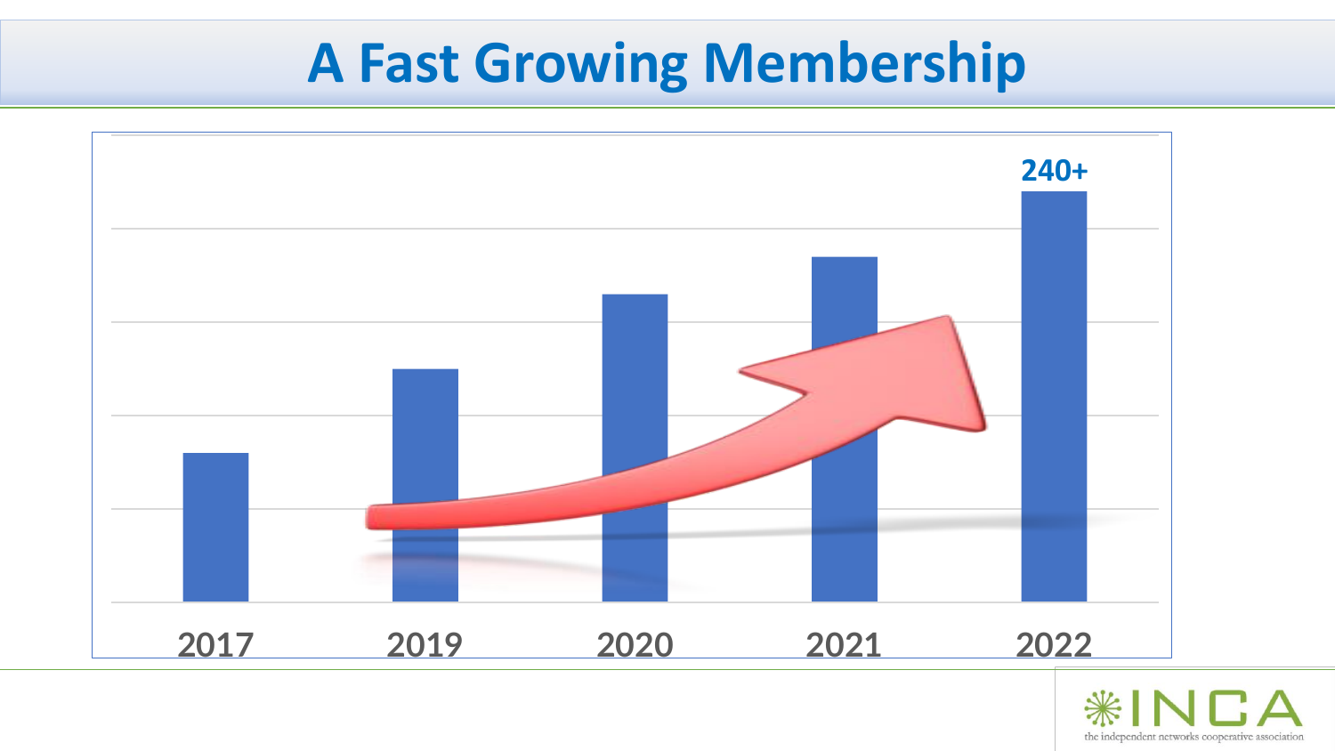# A Fast Growing Membership

240+

2017 2019 2020 2021 2022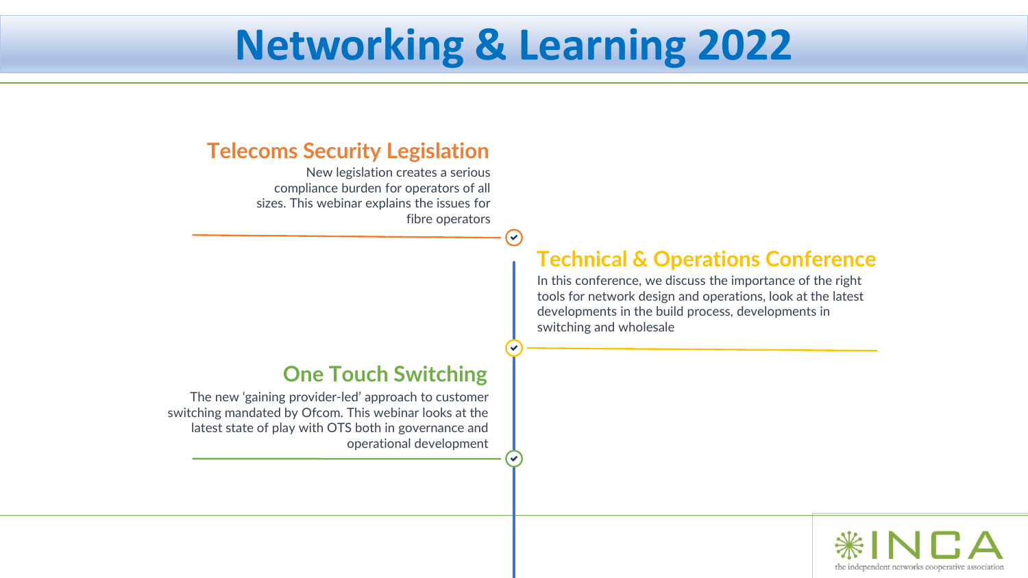# Networking & Learning 2022

## Telecoms Security Legislation

New legislation creates a serious compliance burden for operators of all sizes. This webinar explains the issues for fibre operators

## Technical & Operations Conference

In this conference, we discuss the importance of the right tools for network design and operations, look at the latest developments in the build process, developments in switching and wholesale

## One Touch Switching

The new 'gaining provider-led' approach to customer switching mandated by Ofcom. This webinar looks at the latest state of play with OTS both in governance and operational development

INCA

the independent networks cooperative association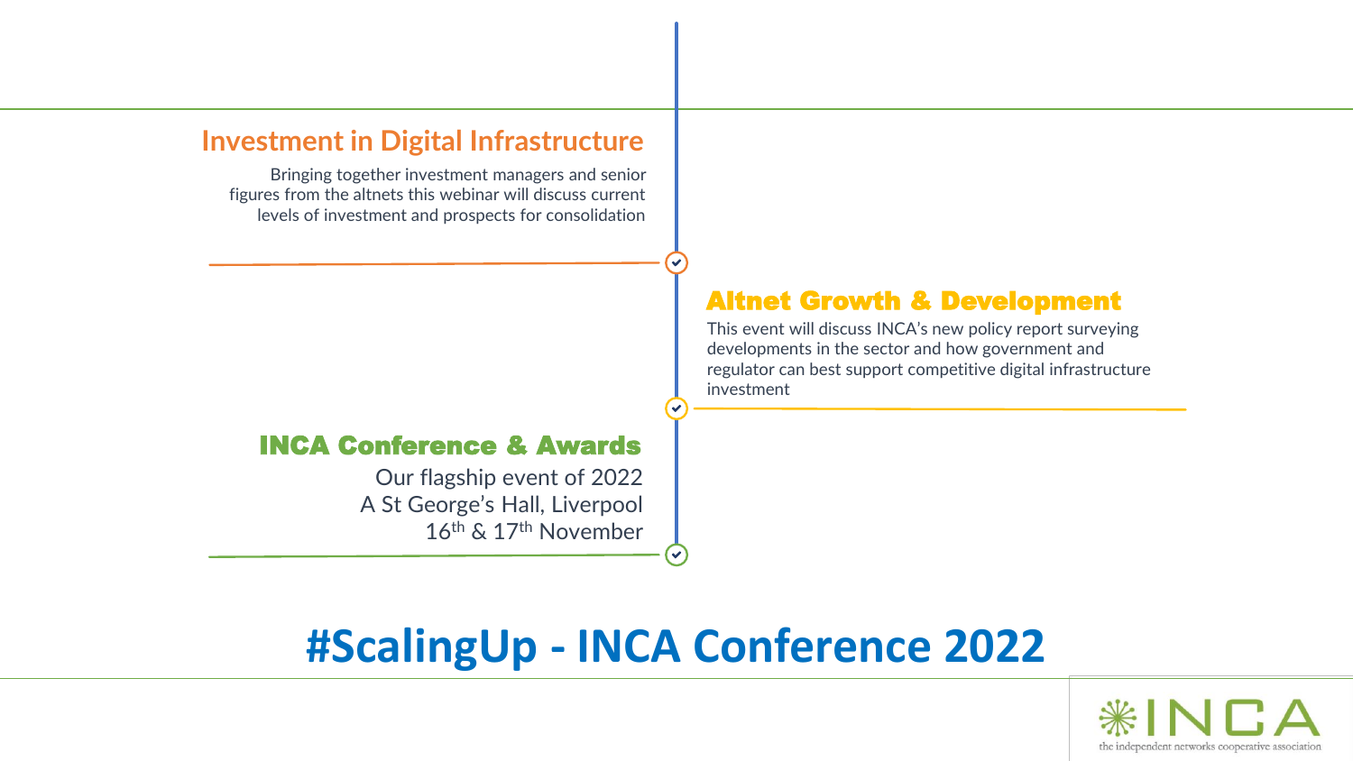# #ScalingUp - INCA Conference 2022

## Investment in Digital Infrastructure

Bringing together investment managers and senior figures from the altnets this webinar will discuss current levels of investment and prospects for consolidation

## Altnet Growth & Development

This event will discuss INCA's new policy report surveying developments in the sector and how government and regulator can best support competitive digital infrastructure investment

## INCA Conference & Awards

Our flagship event of 2022
A St George's Hall, Liverpool
16th & 17th November

INCA
the independent networks cooperative association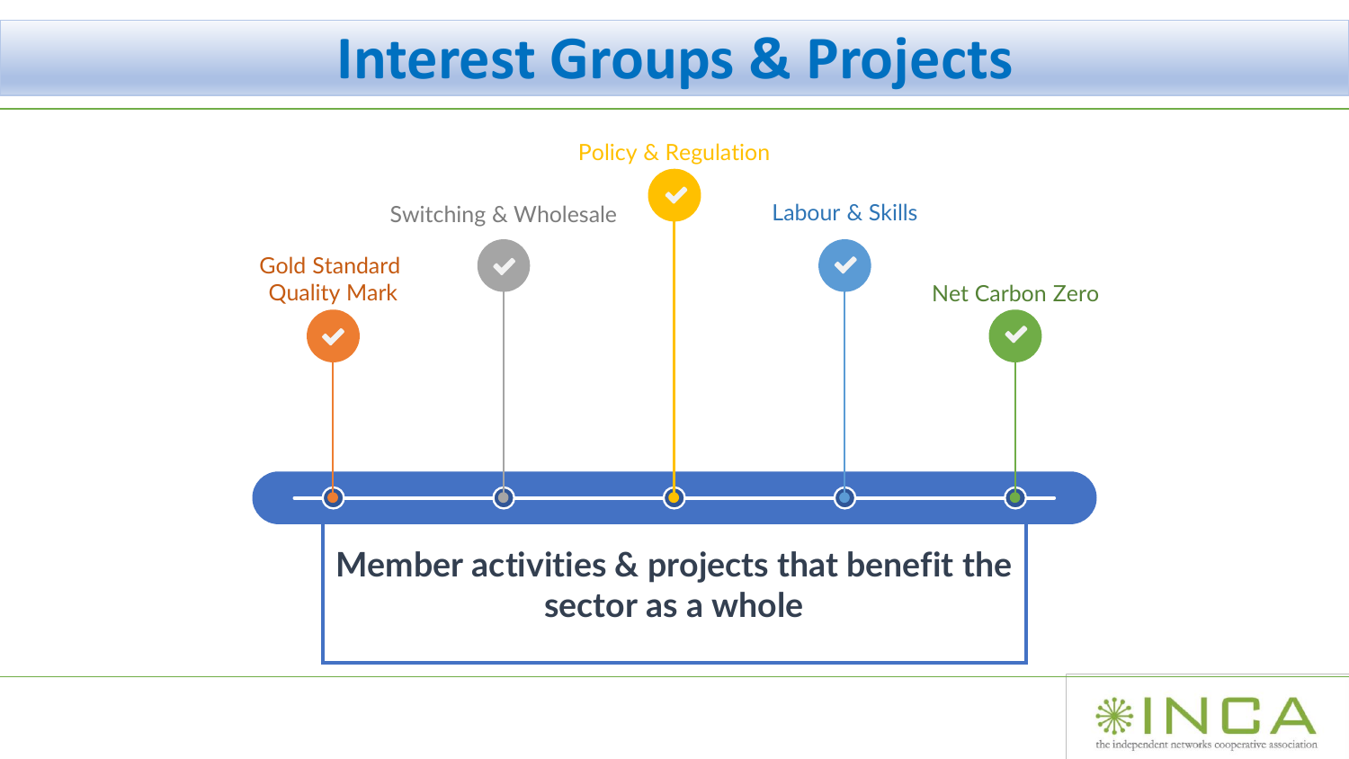# Interest Groups & Projects

- Gold Standard Quality Mark
- Switching & Wholesale
- Policy & Regulation
- Labour & Skills
- Net Carbon Zero

**Member activities & projects that benefit the sector as a whole**

INCA
the independent networks cooperative association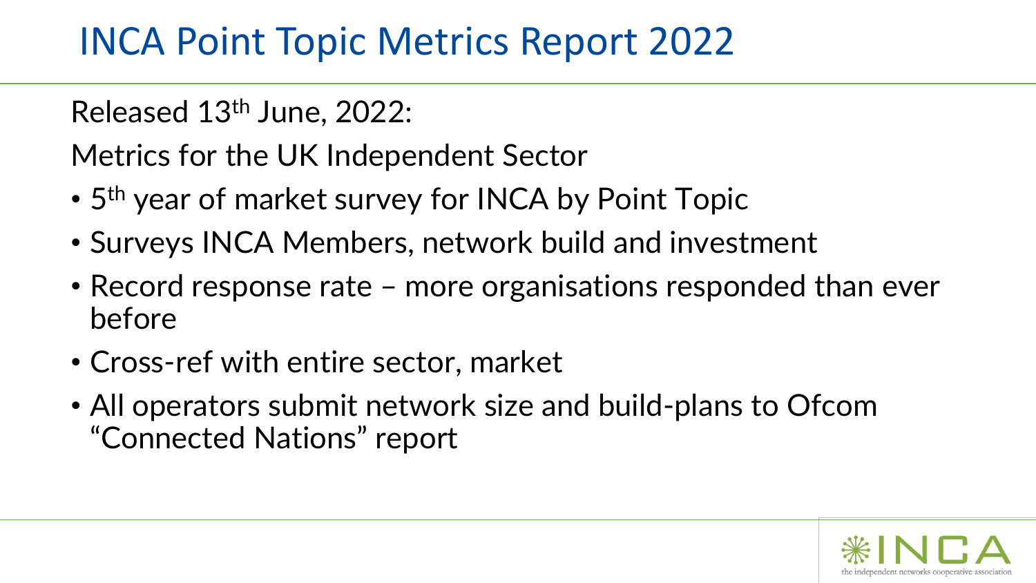# INCA Point Topic Metrics Report 2022

Released 13th June, 2022:

Metrics for the UK Independent Sector

- 5th year of market survey for INCA by Point Topic
- Surveys INCA Members, network build and investment
- Record response rate – more organisations responded than ever before
- Cross-ref with entire sector, market
- All operators submit network size and build-plans to Ofcom "Connected Nations" report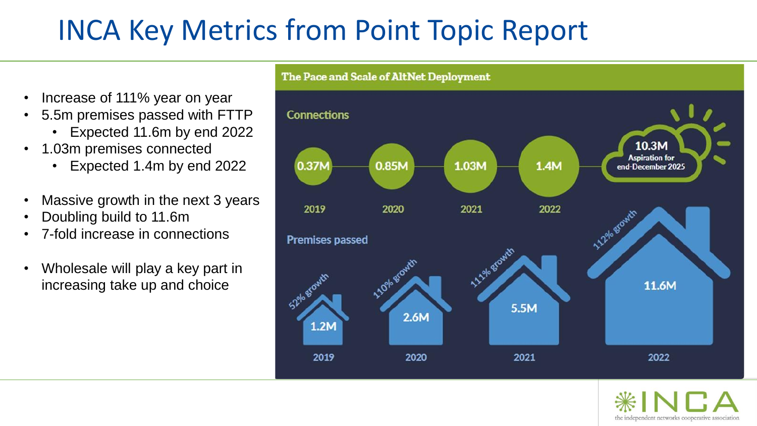# INCA Key Metrics from Point Topic Report

- Increase of 111% year on year
- 5.5m premises passed with FTTP
  - Expected 11.6m by end 2022
- 1.03m premises connected
  - Expected 1.4m by end 2022

- Massive growth in the next 3 years
- Doubling build to 11.6m
- 7-fold increase in connections

- Wholesale will play a key part in increasing take up and choice

**The Pace and Scale of AltNet Deployment**

**Connections**

| 2019 | 2020 | 2021 | 2022 | Aspiration for end-December 2025 |
|---|---|---|---|---|
| 0.37M | 0.85M | 1.03M | 1.4M | 10.3M |

**Premises passed**

| 2019 | 2020 | 2021 | 2022 |
|---|---|---|---|
| 1.2M (52% growth) | 2.6M (110% growth) | 5.5M (111% growth) | 11.6M (112% growth) |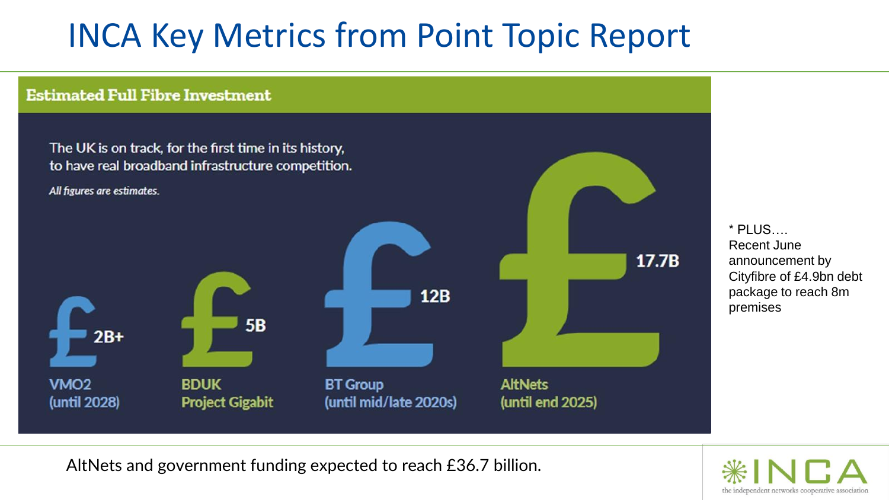# INCA Key Metrics from Point Topic Report

## Estimated Full Fibre Investment

The UK is on track, for the first time in its history, to have real broadband infrastructure competition.

*All figures are estimates.*

| £2B+ | £5B | £12B | £17.7B |
|---|---|---|---|
| VMO2 (until 2028) | BDUK Project Gigabit | BT Group (until mid/late 2020s) | AltNets (until end 2025) |

* PLUS….
Recent June announcement by Cityfibre of £4.9bn debt package to reach 8m premises

AltNets and government funding expected to reach £36.7 billion.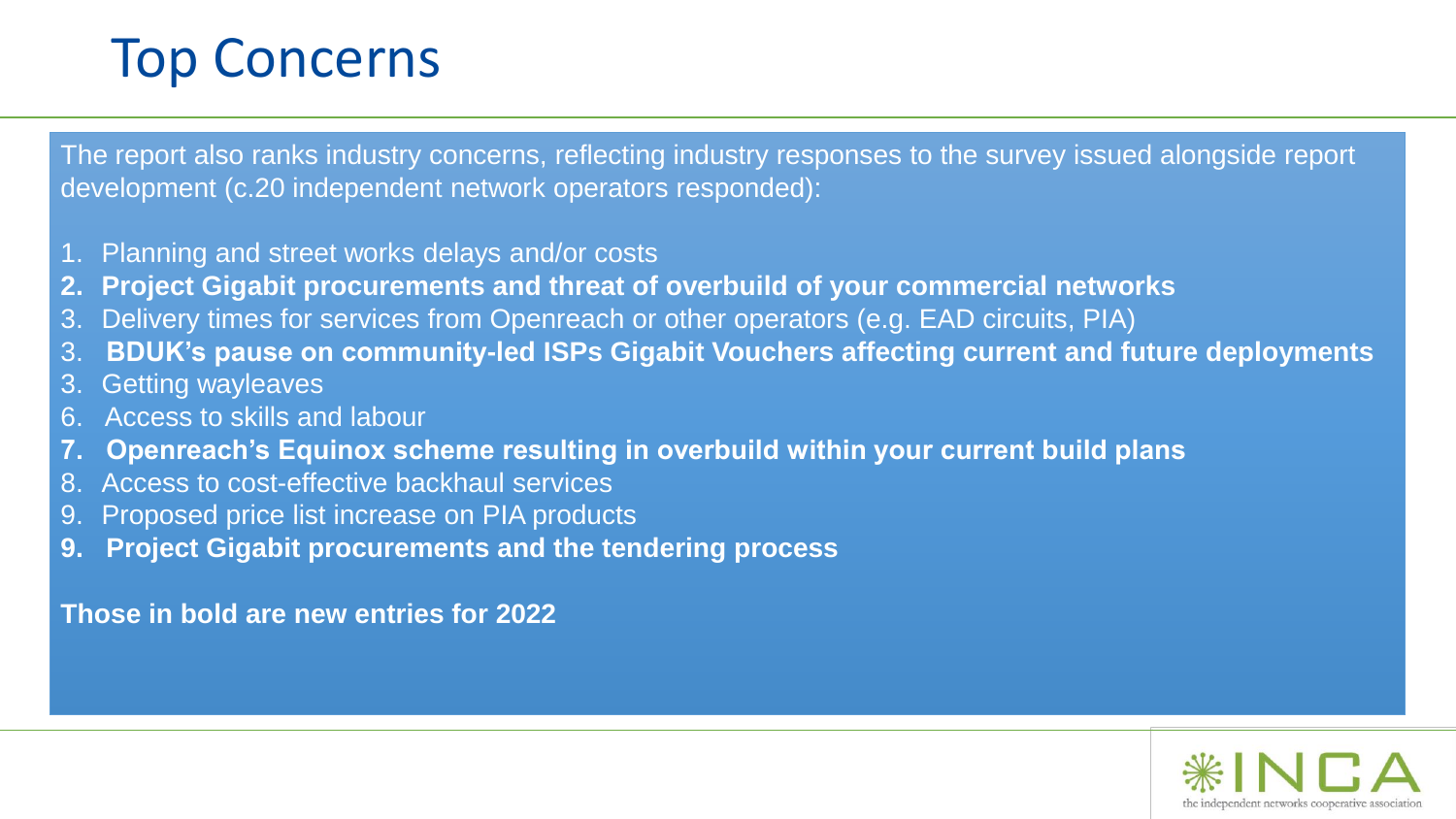# Top Concerns

The report also ranks industry concerns, reflecting industry responses to the survey issued alongside report development (c.20 independent network operators responded):

1. Planning and street works delays and/or costs
2. **Project Gigabit procurements and threat of overbuild of your commercial networks**
3. Delivery times for services from Openreach or other operators (e.g. EAD circuits, PIA)
3. **BDUK's pause on community-led ISPs Gigabit Vouchers affecting current and future deployments**
3. Getting wayleaves
6. Access to skills and labour
7. **Openreach's Equinox scheme resulting in overbuild within your current build plans**
8. Access to cost-effective backhaul services
9. Proposed price list increase on PIA products
9. **Project Gigabit procurements and the tendering process**

**Those in bold are new entries for 2022**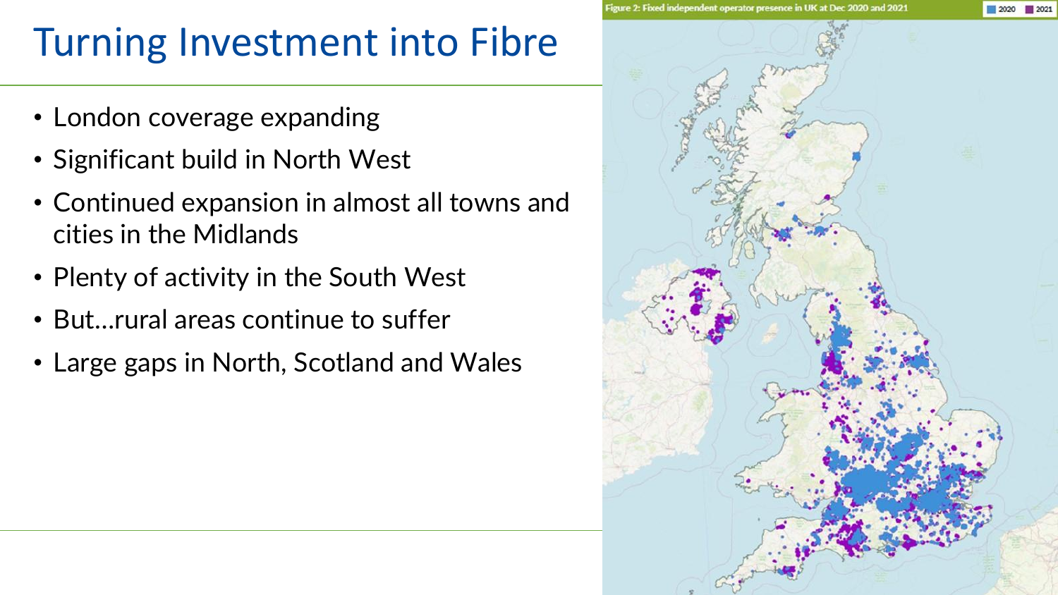# Turning Investment into Fibre

- London coverage expanding
- Significant build in North West
- Continued expansion in almost all towns and cities in the Midlands
- Plenty of activity in the South West
- But…rural areas continue to suffer
- Large gaps in North, Scotland and Wales

Figure 2: Fixed independent operator presence in UK at Dec 2020 and 2021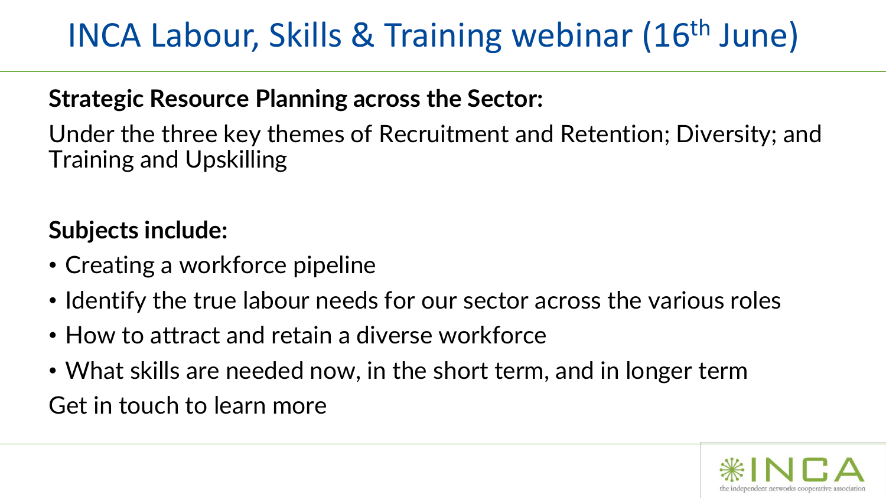# INCA Labour, Skills & Training webinar (16th June)

**Strategic Resource Planning across the Sector:**

Under the three key themes of Recruitment and Retention; Diversity; and Training and Upskilling

**Subjects include:**

- Creating a workforce pipeline
- Identify the true labour needs for our sector across the various roles
- How to attract and retain a diverse workforce
- What skills are needed now, in the short term, and in longer term

Get in touch to learn more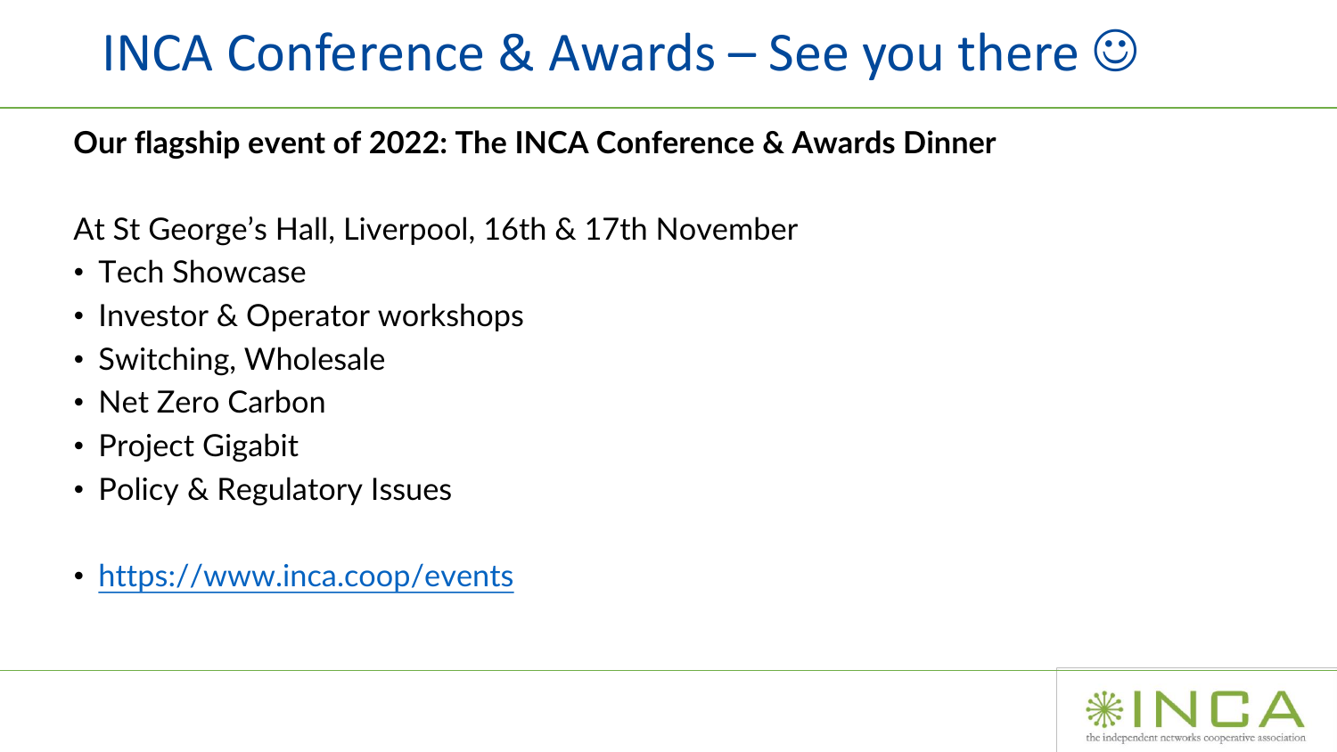# INCA Conference & Awards – See you there ☺

**Our flagship event of 2022: The INCA Conference & Awards Dinner**

At St George's Hall, Liverpool, 16th & 17th November

- Tech Showcase
- Investor & Operator workshops
- Switching, Wholesale
- Net Zero Carbon
- Project Gigabit
- Policy & Regulatory Issues

- https://www.inca.coop/events

INCA
the independent networks cooperative association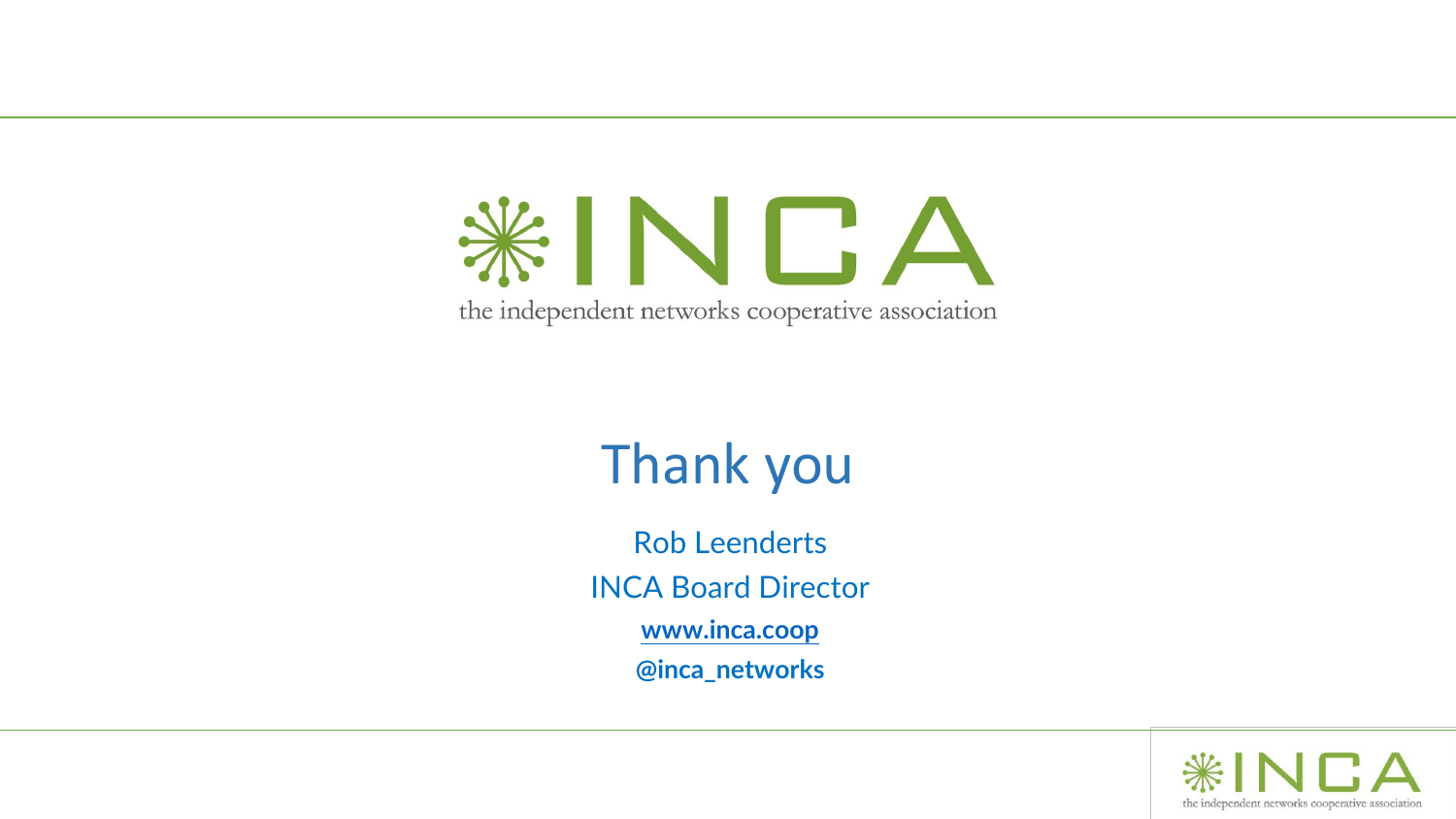INCA

the independent networks cooperative association

# Thank you

Rob Leenderts

INCA Board Director

**www.inca.coop**

**@inca_networks**